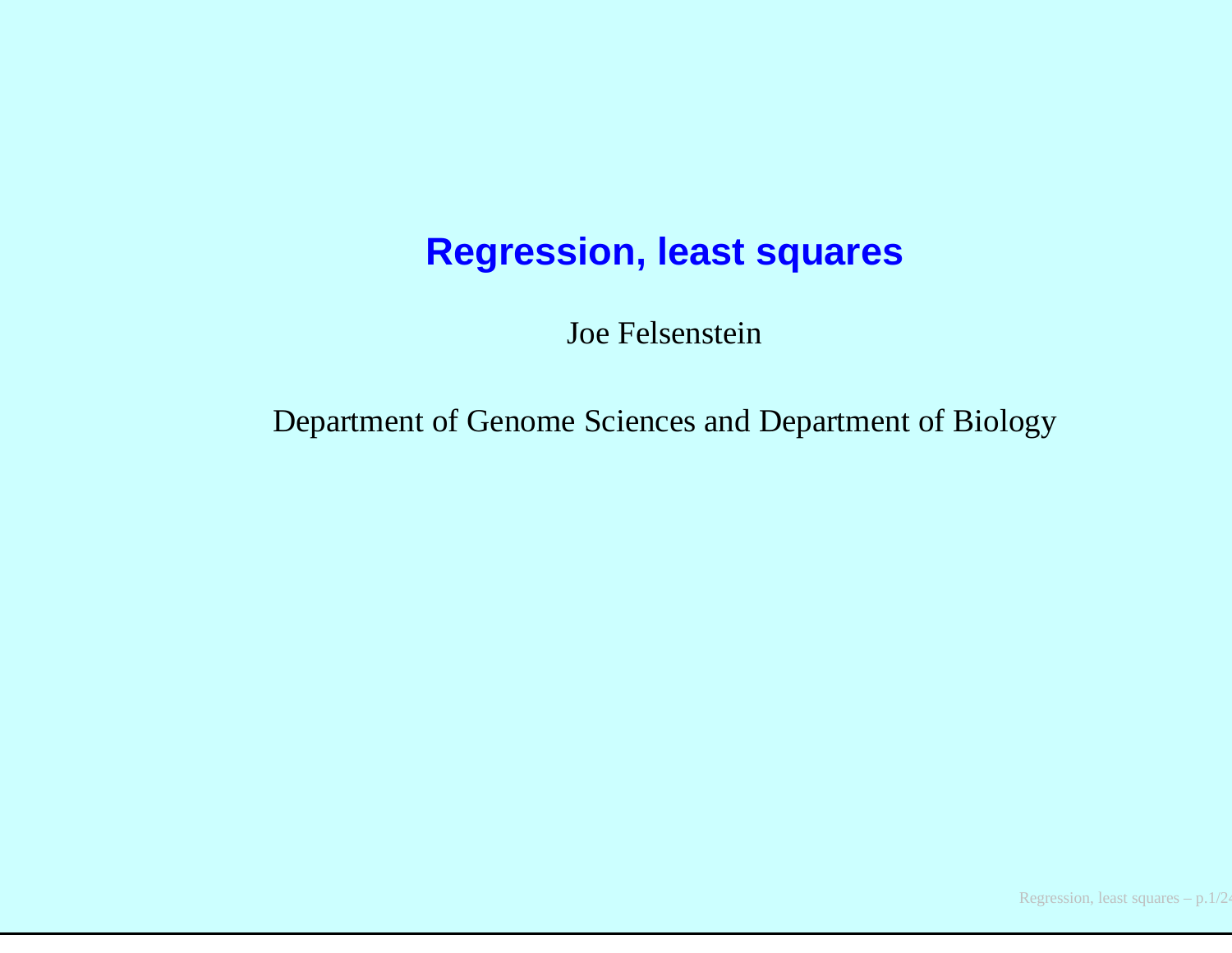# Regression, least squares

Joe Felsenstein

Department of Genome Sciences and Department of Biology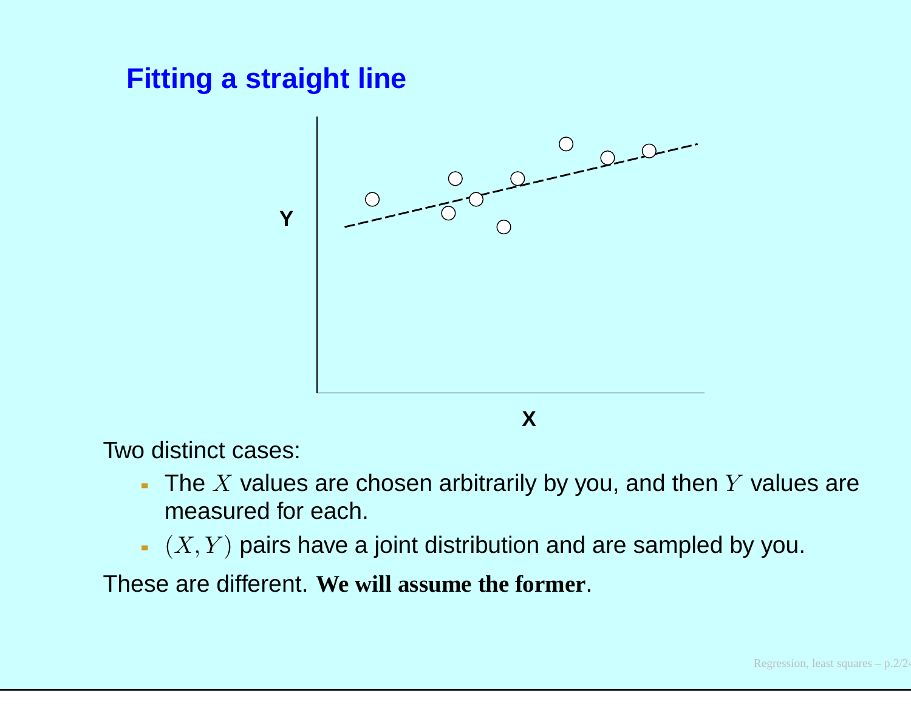# Fitting a straight line

Two distinct cases:

- The $X$ values are chosen arbitrarily by you, and then $Y$ values are measured for each.
- $(X, Y)$ pairs have a joint distribution and are sampled by you.

These are different. **We will assume the former**.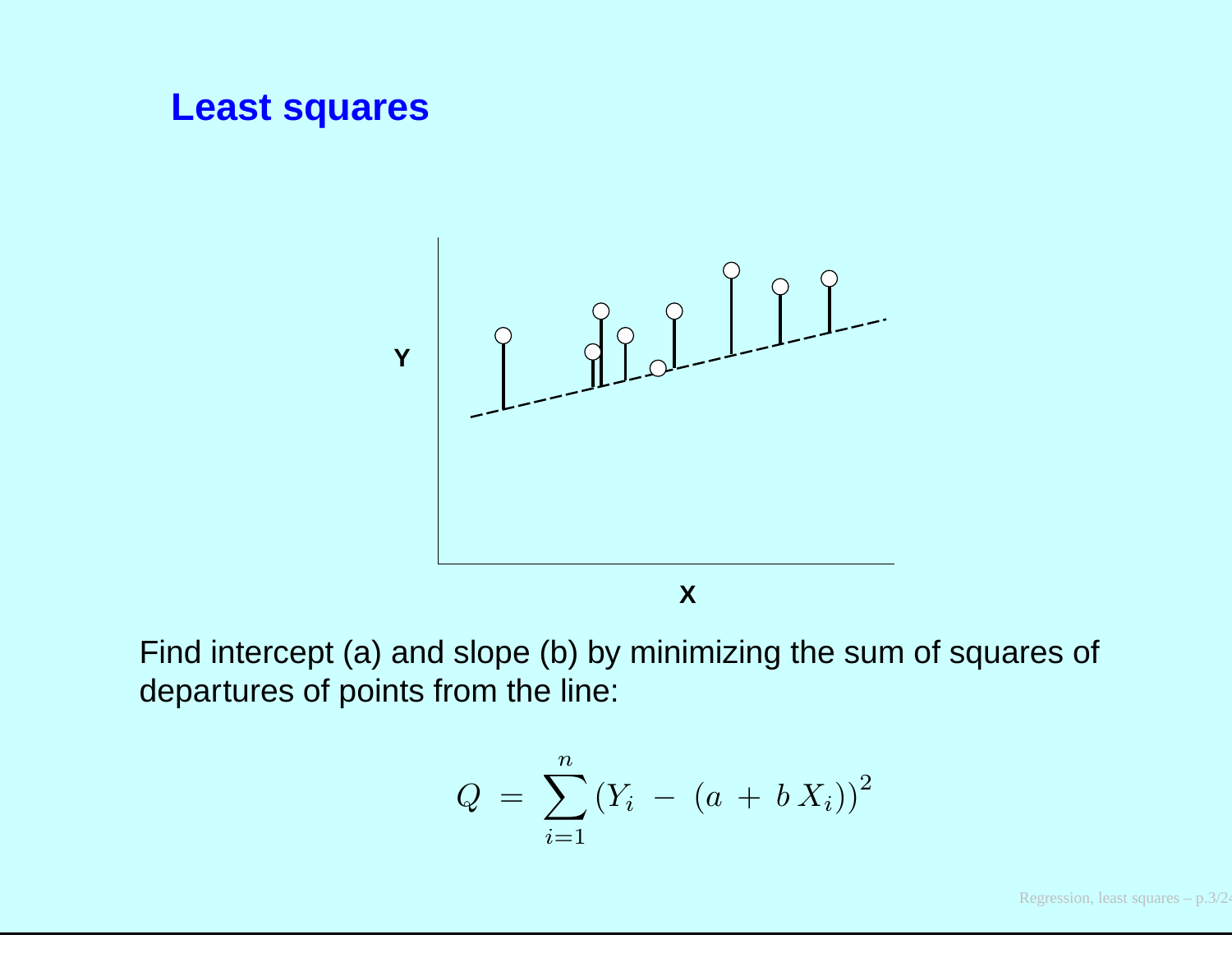## Least squares

Find intercept (a) and slope (b) by minimizing the sum of squares of departures of points from the line:

$$Q = \sum_{i=1}^{n} \left(Y_i - (a + b\,X_i)\right)^2$$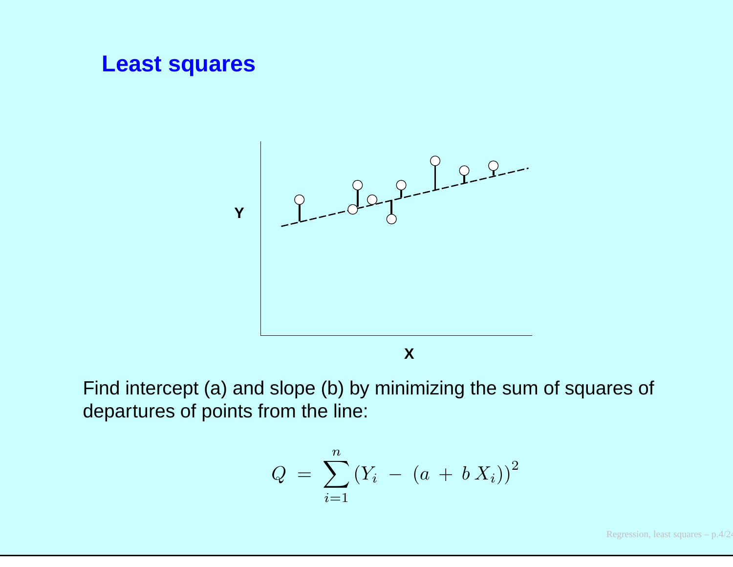## Least squares

Y

X

Find intercept (a) and slope (b) by minimizing the sum of squares of departures of points from the line:

$$Q = \sum_{i=1}^{n} (Y_i - (a + b X_i))^2$$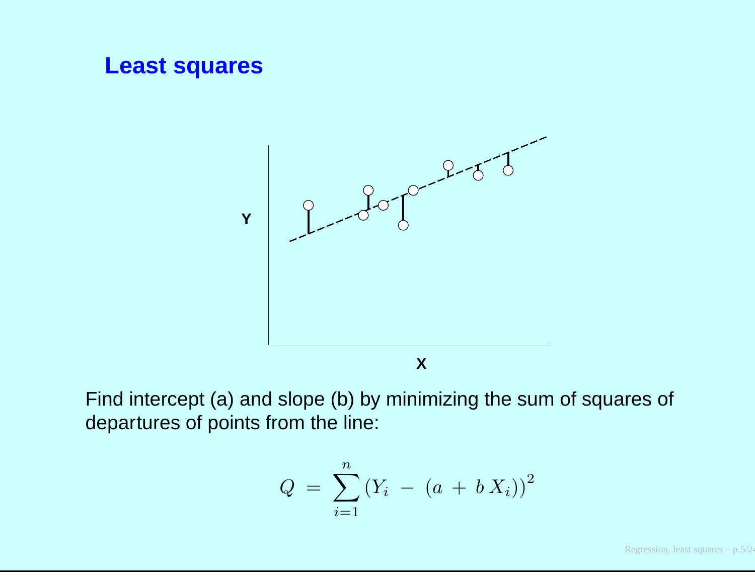## Least squares

Find intercept (a) and slope (b) by minimizing the sum of squares of departures of points from the line:

$$Q = \sum_{i=1}^{n} (Y_i - (a + b X_i))^2$$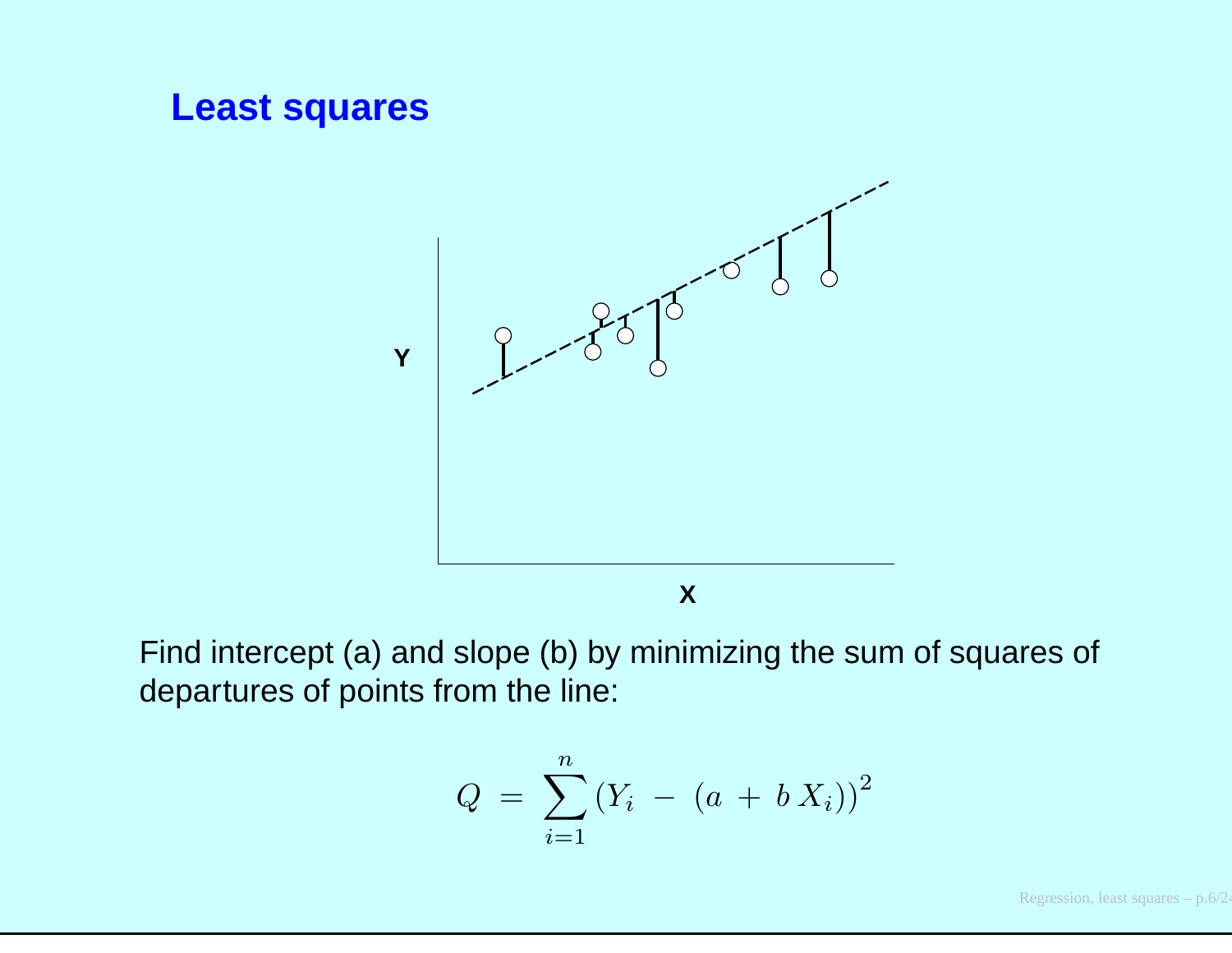## Least squares

Find intercept (a) and slope (b) by minimizing the sum of squares of departures of points from the line:

$$Q = \sum_{i=1}^{n} (Y_i - (a + b X_i))^2$$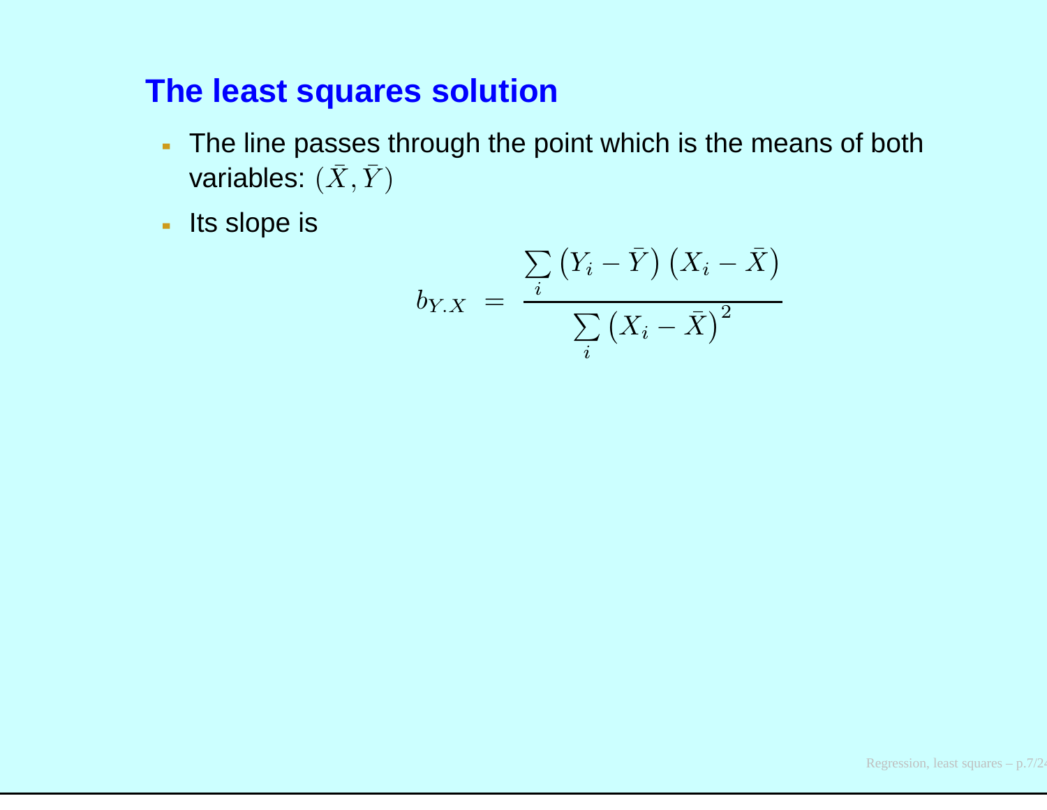## The least squares solution

- The line passes through the point which is the means of both variables: $(\bar{X}, \bar{Y})$
- Its slope is

$$b_{Y.X} = \frac{\sum_i \left(Y_i - \bar{Y}\right)\left(X_i - \bar{X}\right)}{\sum_i \left(X_i - \bar{X}\right)^2}$$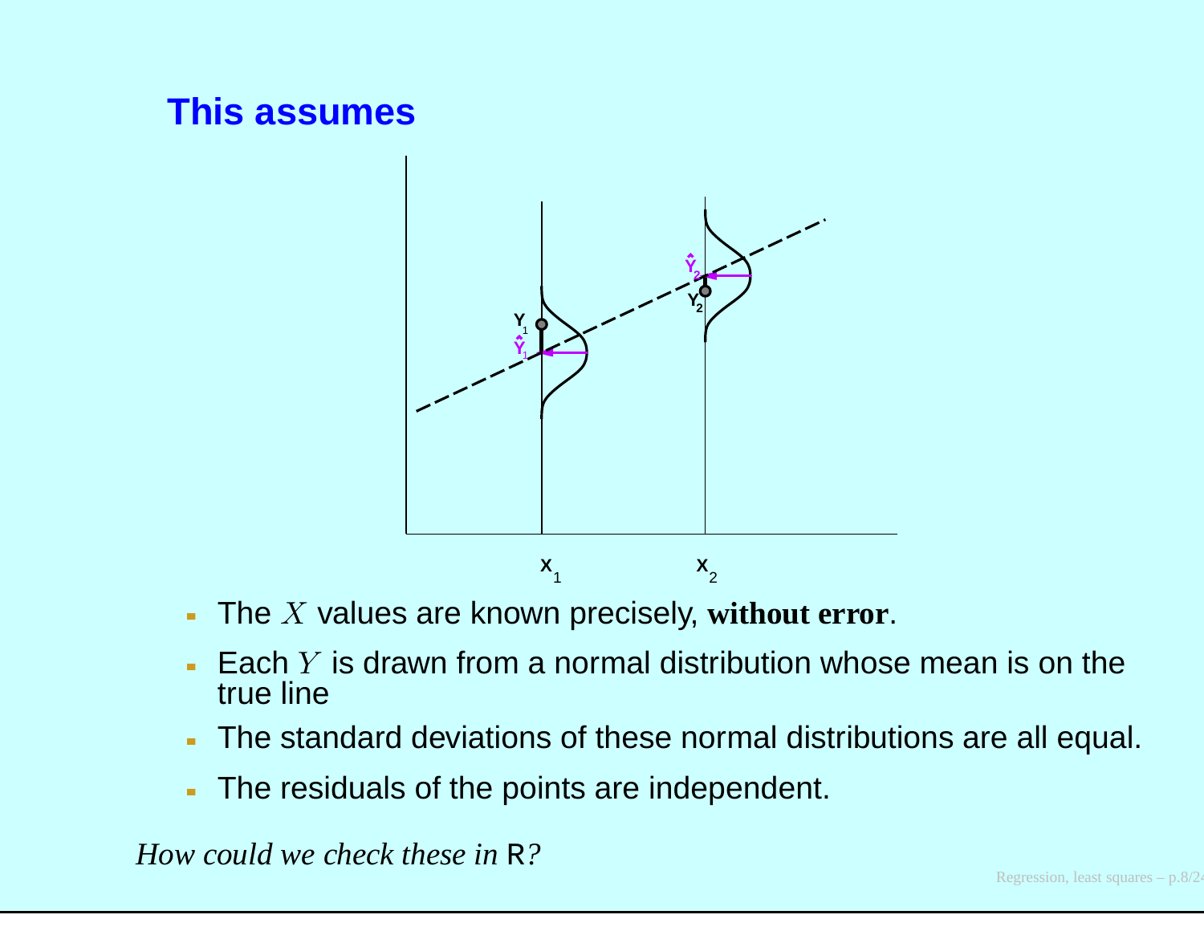# This assumes

- The $X$ values are known precisely, **without error**.
- Each $Y$ is drawn from a normal distribution whose mean is on the true line
- The standard deviations of these normal distributions are all equal.
- The residuals of the points are independent.

*How could we check these in* R*?*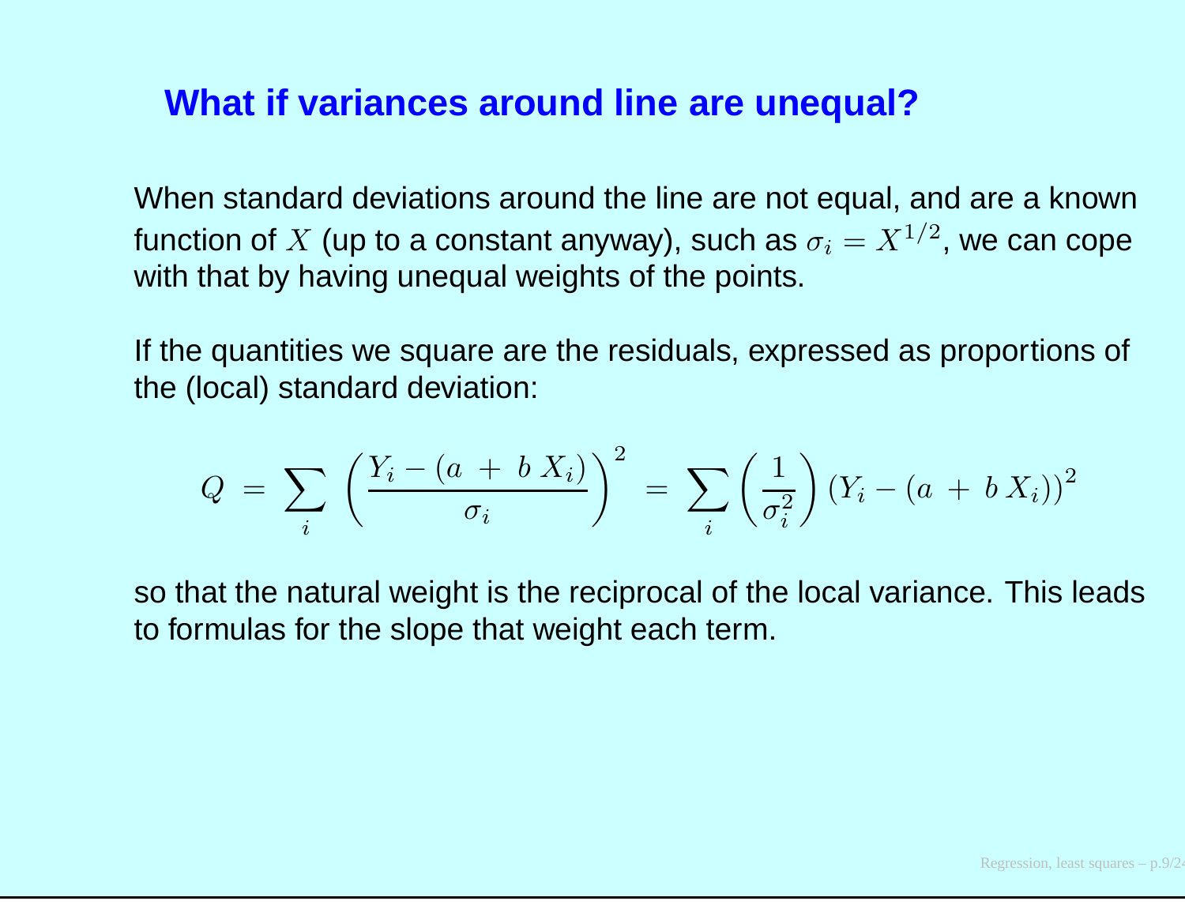## What if variances around line are unequal?

When standard deviations around the line are not equal, and are a known function of $X$ (up to a constant anyway), such as $\sigma_i = X^{1/2}$, we can cope with that by having unequal weights of the points.

If the quantities we square are the residuals, expressed as proportions of the (local) standard deviation:

$$Q \;=\; \sum_i \left(\frac{Y_i - (a \;+\; b\,X_i)}{\sigma_i}\right)^2 \;=\; \sum_i \left(\frac{1}{\sigma_i^2}\right) \left(Y_i - (a \;+\; b\,X_i)\right)^2$$

so that the natural weight is the reciprocal of the local variance. This leads to formulas for the slope that weight each term.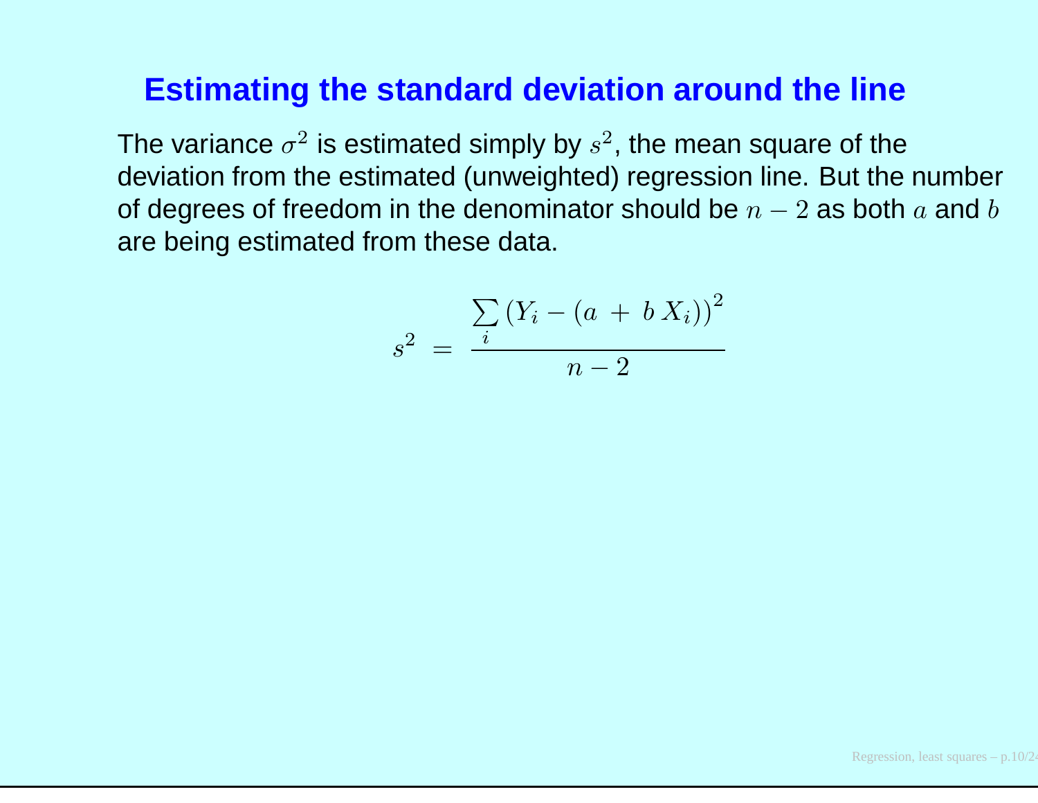## Estimating the standard deviation around the line

The variance $\sigma^2$ is estimated simply by $s^2$, the mean square of the deviation from the estimated (unweighted) regression line. But the number of degrees of freedom in the denominator should be $n-2$ as both $a$ and $b$ are being estimated from these data.

$$s^2 \; = \; \frac{\sum_i \left(Y_i - (a \, + \, b \, X_i)\right)^2}{n-2}$$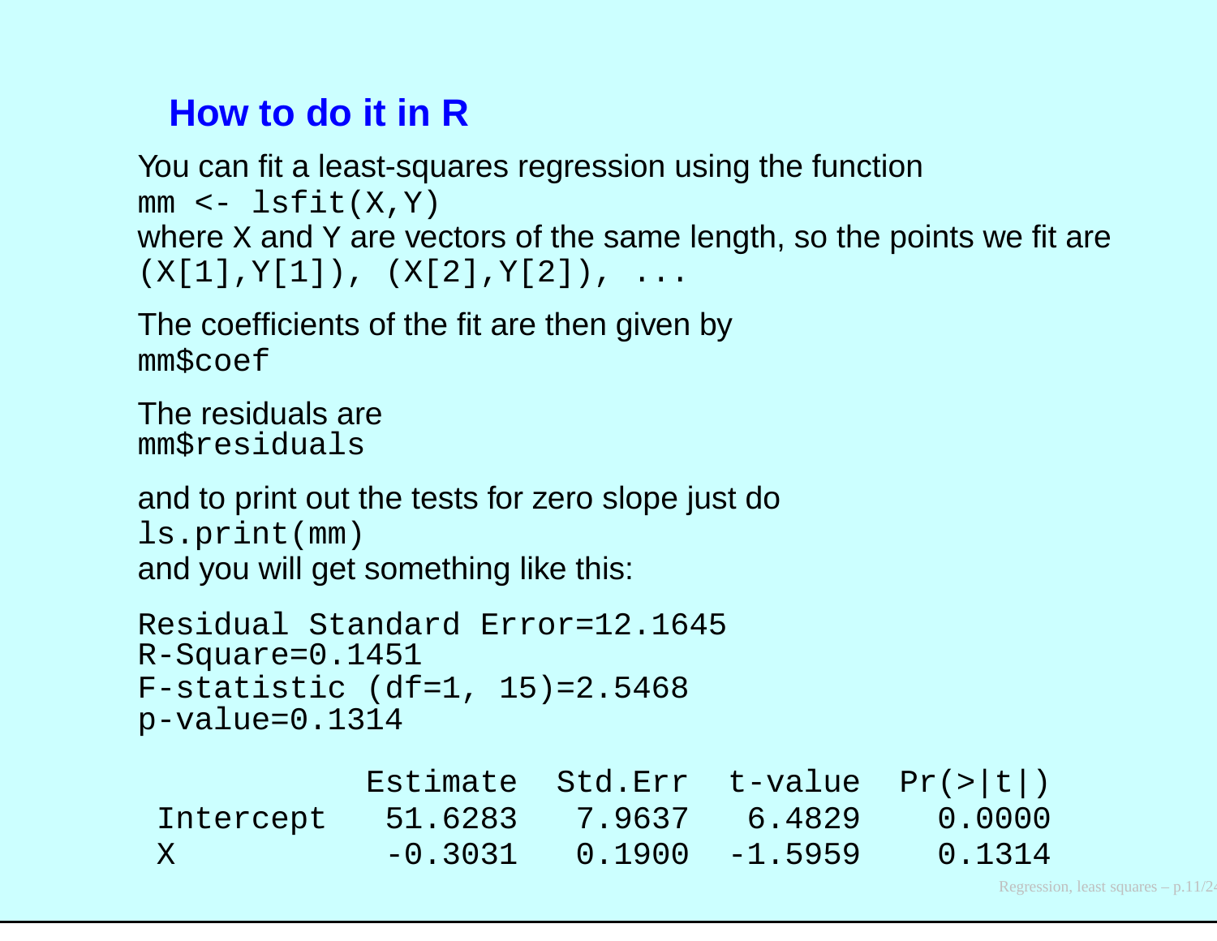## How to do it in R

You can fit a least-squares regression using the function

```
mm <- lsfit(X,Y)
```

where X and Y are vectors of the same length, so the points we fit are
`(X[1],Y[1]), (X[2],Y[2]), ...`

The coefficients of the fit are then given by

```
mm$coef
```

The residuals are

```
mm$residuals
```

and to print out the tests for zero slope just do

```
ls.print(mm)
```

and you will get something like this:

```
Residual Standard Error=12.1645
R-Square=0.1451
F-statistic (df=1, 15)=2.5468
p-value=0.1314

           Estimate  Std.Err  t-value  Pr(>|t|)
 Intercept  51.6283   7.9637   6.4829    0.0000
 X          -0.3031   0.1900  -1.5959    0.1314
```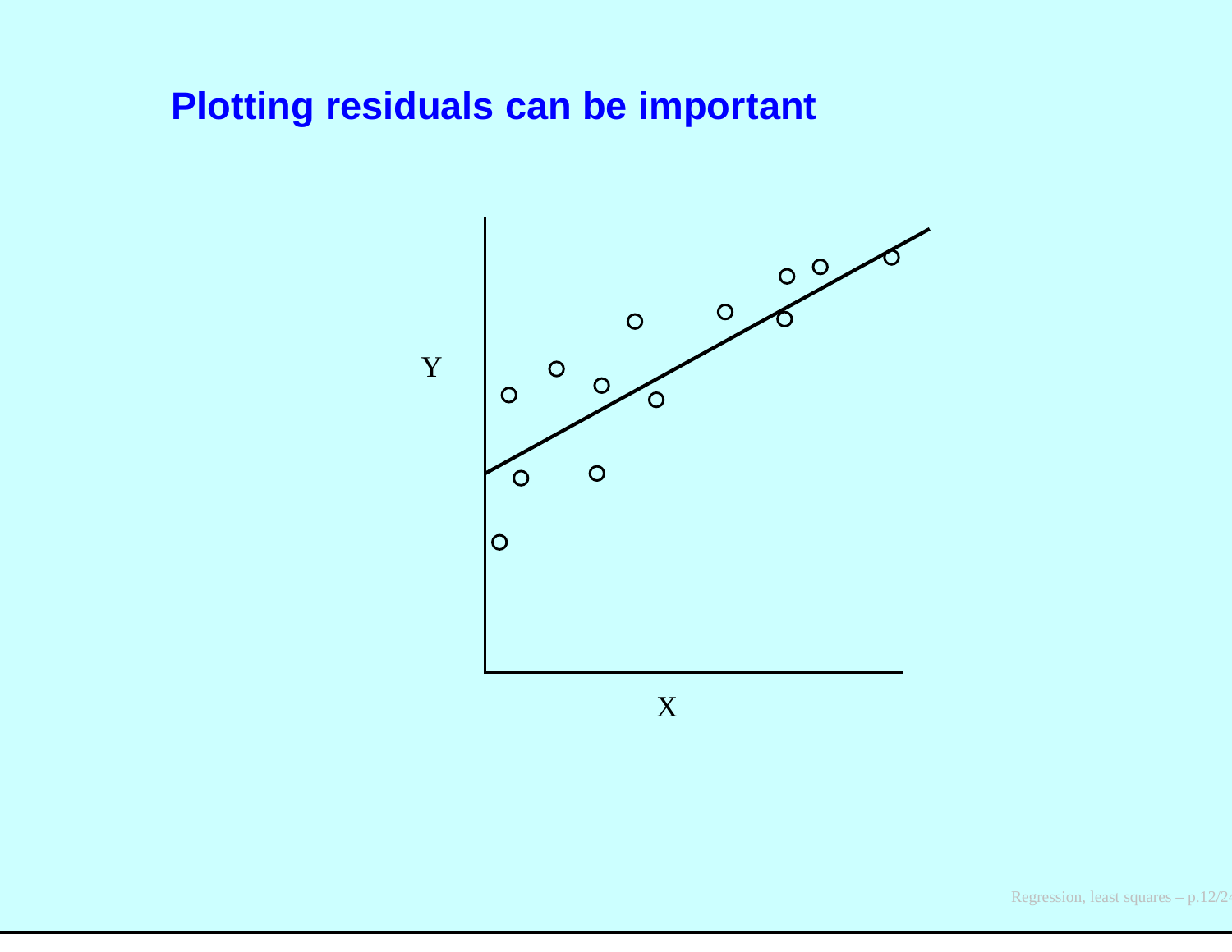# Plotting residuals can be important

Y

X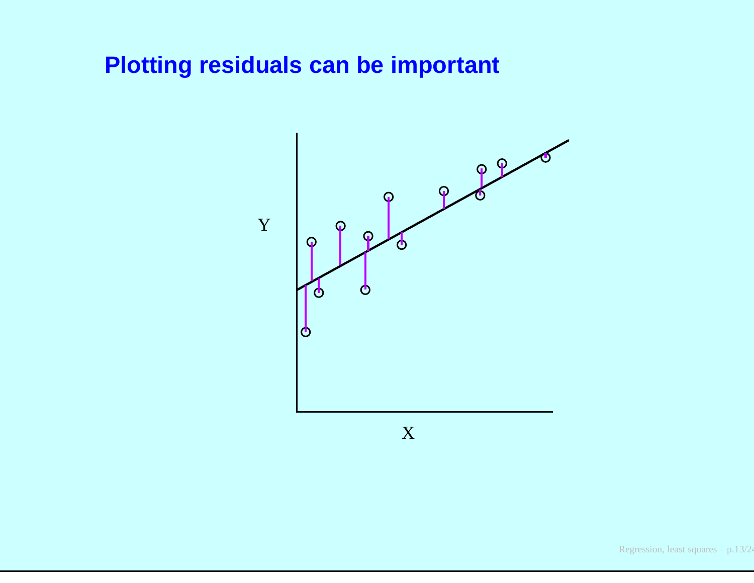# Plotting residuals can be important

Y

X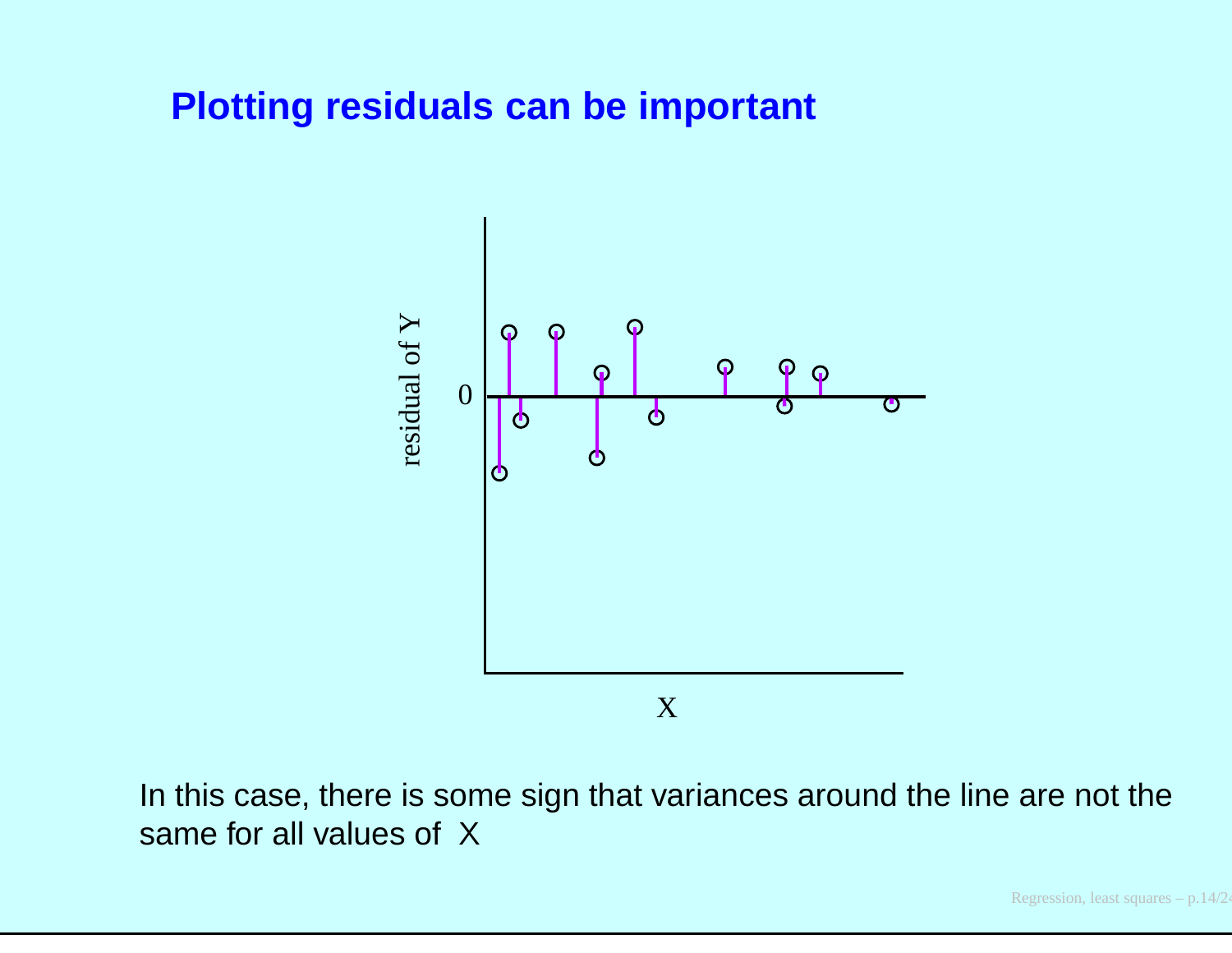# Plotting residuals can be important

In this case, there is some sign that variances around the line are not the same for all values of X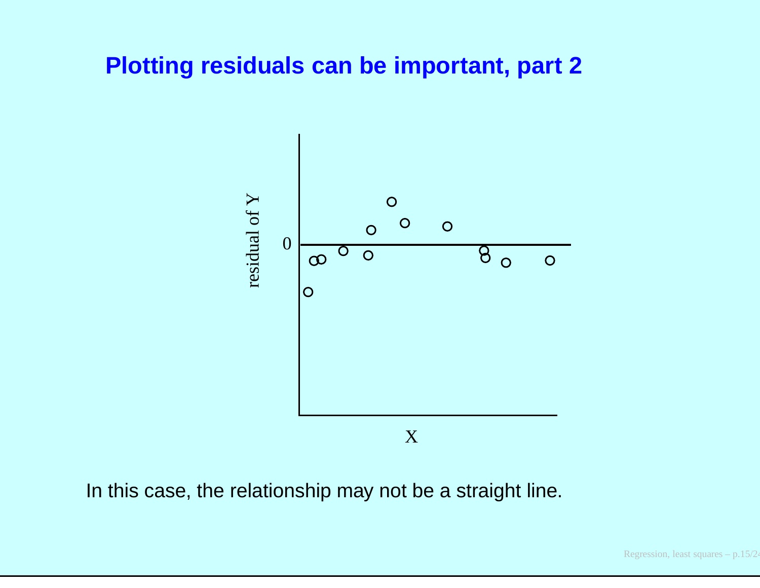# Plotting residuals can be important, part 2

In this case, the relationship may not be a straight line.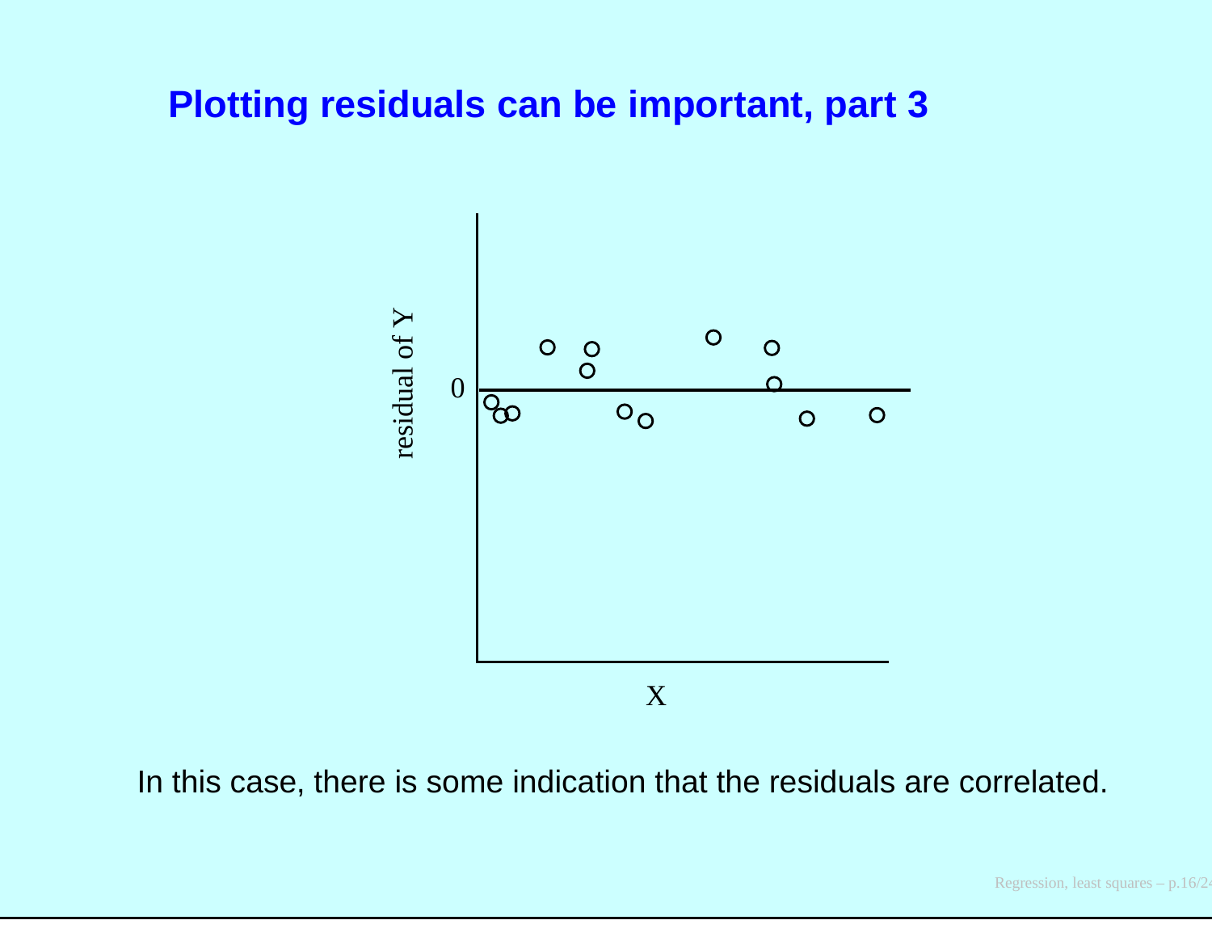# Plotting residuals can be important, part 3

In this case, there is some indication that the residuals are correlated.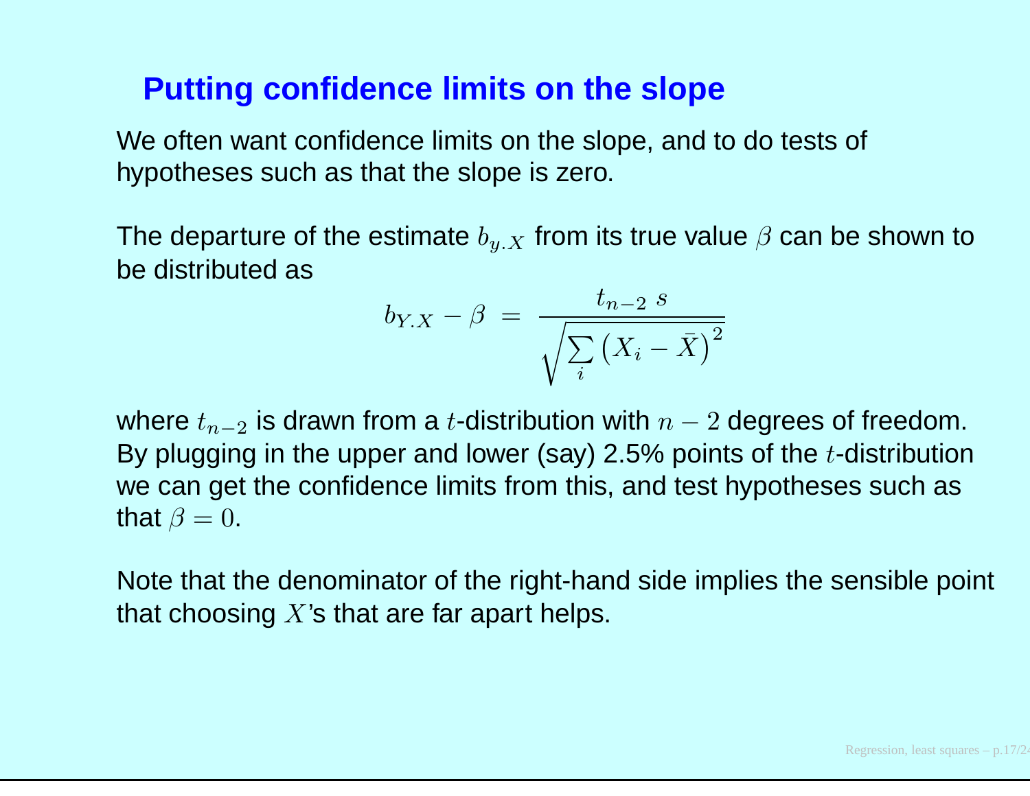## Putting confidence limits on the slope

We often want confidence limits on the slope, and to do tests of hypotheses such as that the slope is zero.

The departure of the estimate $b_{y.X}$ from its true value $\beta$ can be shown to be distributed as

$$b_{Y.X} - \beta \; = \; \frac{t_{n-2} \; s}{\sqrt{\sum_i \left(X_i - \bar{X}\right)^2}}$$

where $t_{n-2}$ is drawn from a $t$-distribution with $n-2$ degrees of freedom. By plugging in the upper and lower (say) 2.5% points of the $t$-distribution we can get the confidence limits from this, and test hypotheses such as that $\beta = 0$.

Note that the denominator of the right-hand side implies the sensible point that choosing $X$'s that are far apart helps.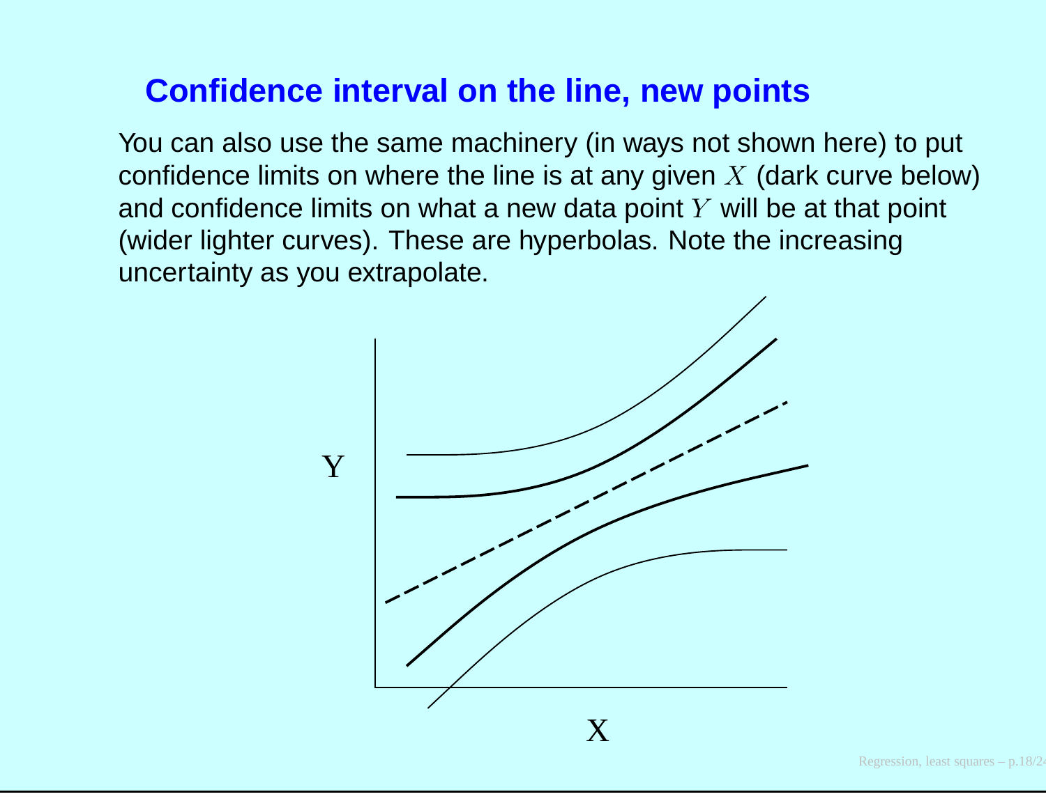## Confidence interval on the line, new points

You can also use the same machinery (in ways not shown here) to put confidence limits on where the line is at any given $X$ (dark curve below) and confidence limits on what a new data point $Y$ will be at that point (wider lighter curves). These are hyperbolas. Note the increasing uncertainty as you extrapolate.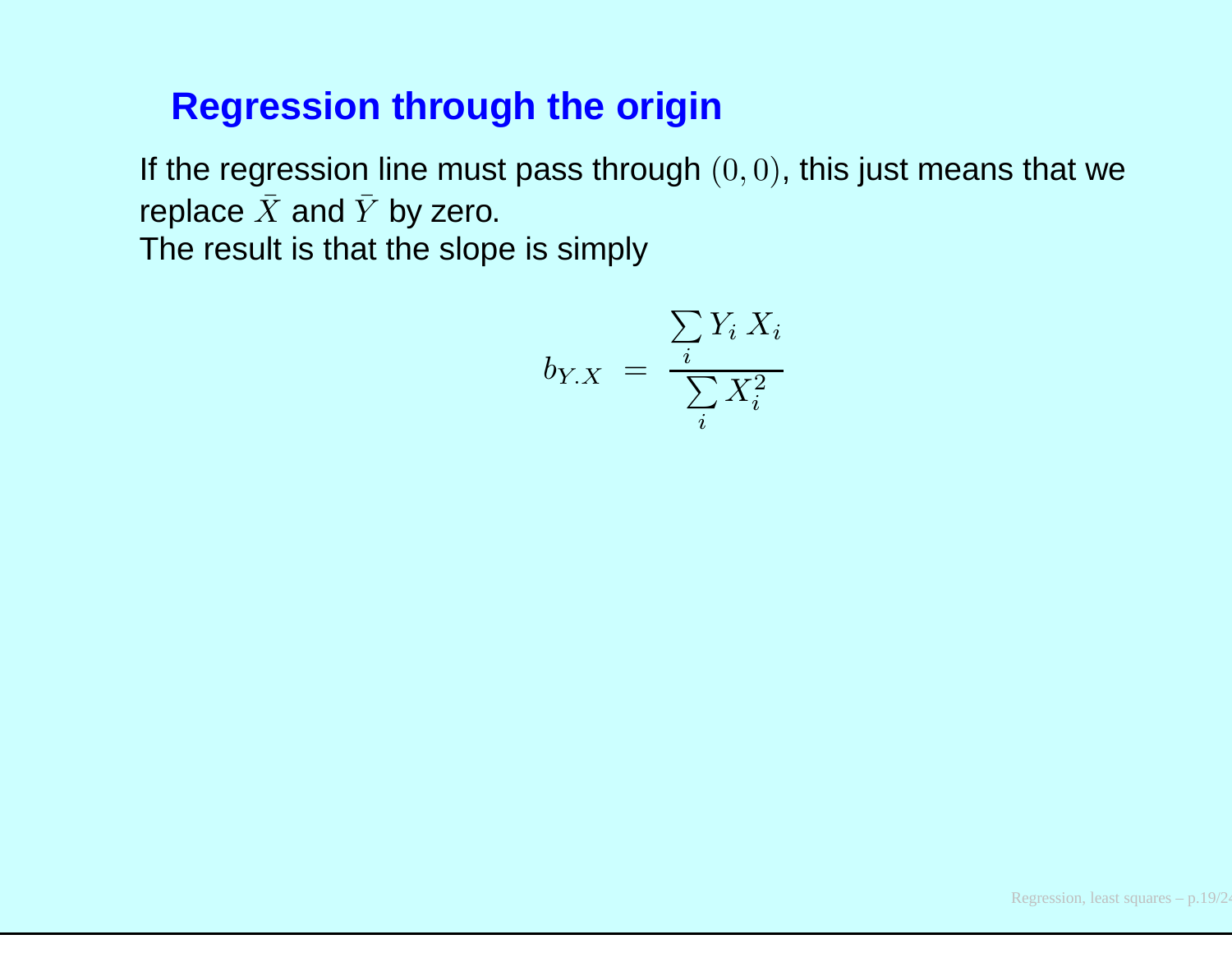# Regression through the origin

If the regression line must pass through $(0, 0)$, this just means that we replace $\bar{X}$ and $\bar{Y}$ by zero.

The result is that the slope is simply

$$b_{Y.X} \;=\; \frac{\sum_i Y_i \, X_i}{\sum_i X_i^2}$$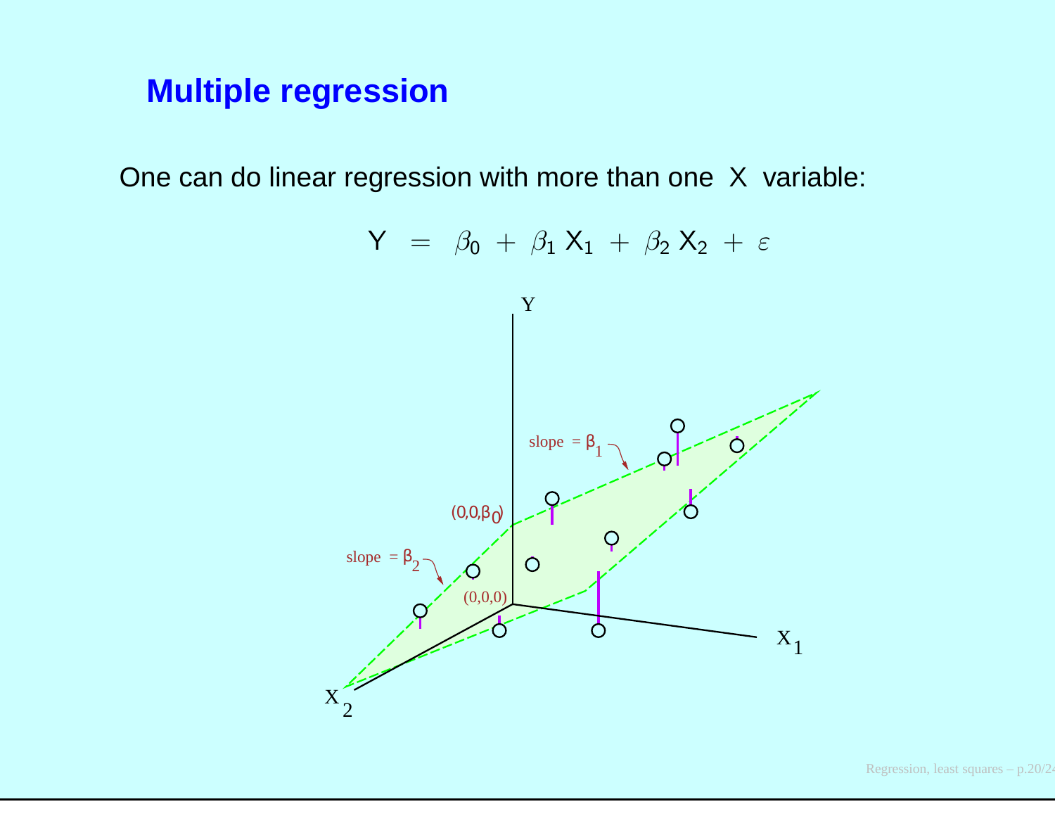## Multiple regression

One can do linear regression with more than one X variable:

$$Y = \beta_0 + \beta_1 X_1 + \beta_2 X_2 + \varepsilon$$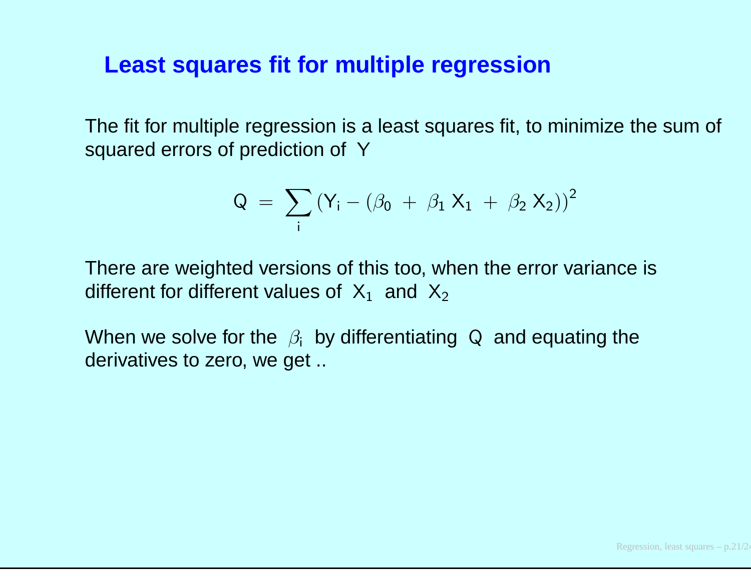## Least squares fit for multiple regression

The fit for multiple regression is a least squares fit, to minimize the sum of squared errors of prediction of $Y$

$$Q = \sum_i (Y_i - (\beta_0 + \beta_1 X_1 + \beta_2 X_2))^2$$

There are weighted versions of this too, when the error variance is different for different values of $X_1$ and $X_2$

When we solve for the $\beta_i$ by differentiating $Q$ and equating the derivatives to zero, we get ..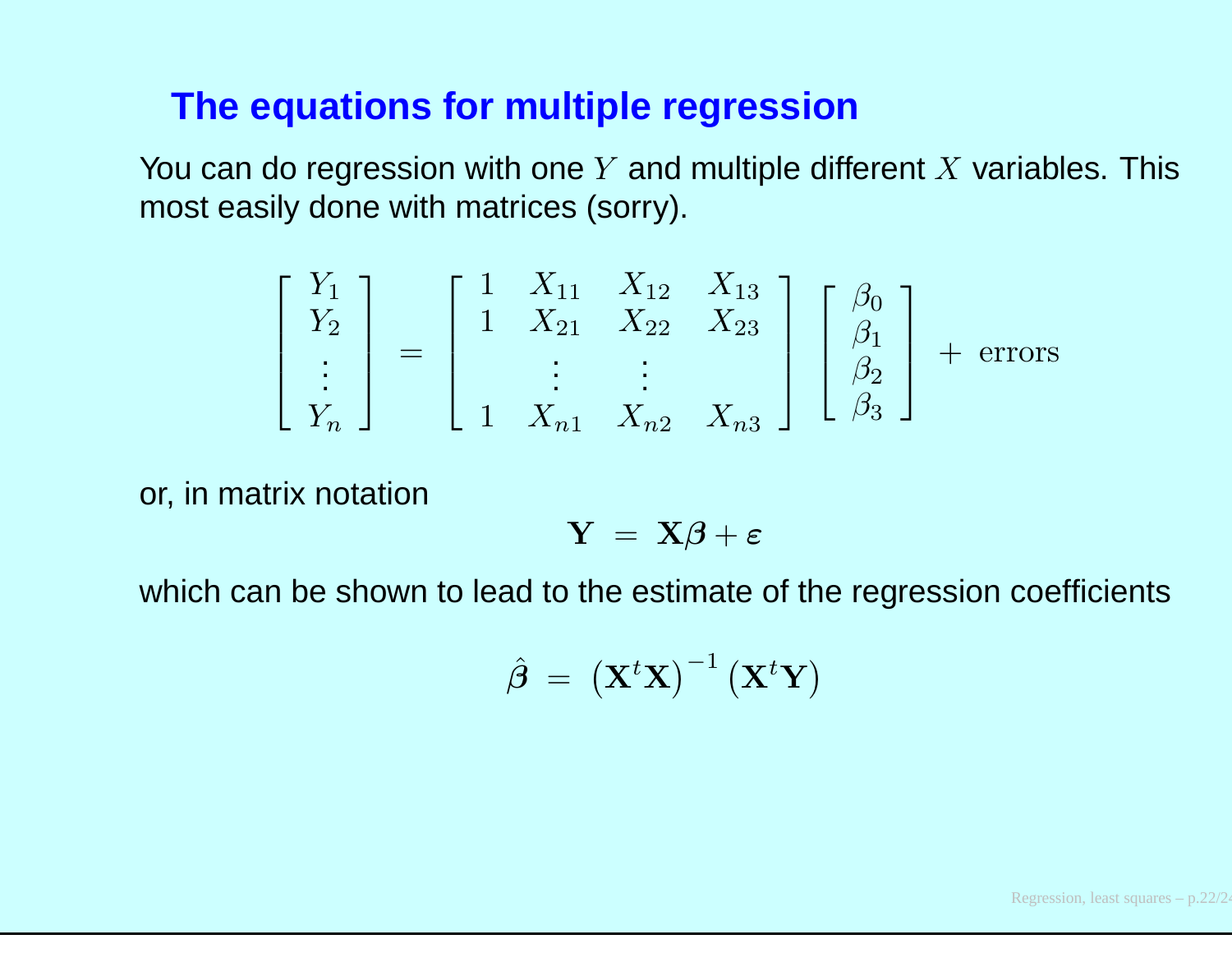## The equations for multiple regression

You can do regression with one $Y$ and multiple different $X$ variables. This most easily done with matrices (sorry).

$$
\begin{bmatrix} Y_1 \\ Y_2 \\ \vdots \\ Y_n \end{bmatrix} = \begin{bmatrix} 1 & X_{11} & X_{12} & X_{13} \\ 1 & X_{21} & X_{22} & X_{23} \\ & \vdots & \vdots & \\ 1 & X_{n1} & X_{n2} & X_{n3} \end{bmatrix} \begin{bmatrix} \beta_0 \\ \beta_1 \\ \beta_2 \\ \beta_3 \end{bmatrix} + \text{ errors}
$$

or, in matrix notation

$$
\mathbf{Y} \; = \; \mathbf{X}\boldsymbol{\beta} + \boldsymbol{\varepsilon}
$$

which can be shown to lead to the estimate of the regression coefficients

$$
\hat{\boldsymbol{\beta}} \; = \; \left(\mathbf{X}^t\mathbf{X}\right)^{-1}\left(\mathbf{X}^t\mathbf{Y}\right)
$$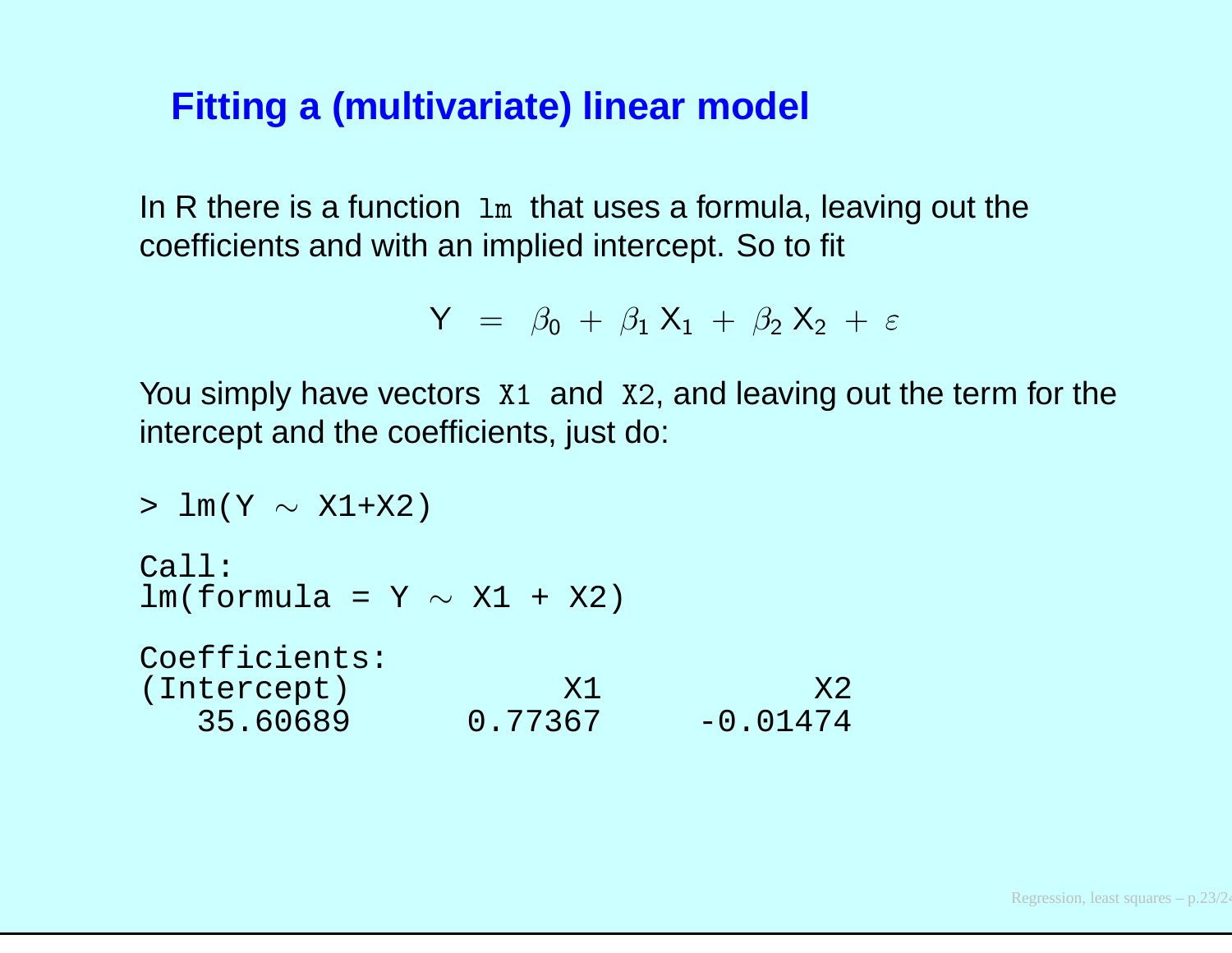## Fitting a (multivariate) linear model

In R there is a function `lm` that uses a formula, leaving out the coefficients and with an implied intercept. So to fit

$$Y = \beta_0 + \beta_1 X_1 + \beta_2 X_2 + \varepsilon$$

You simply have vectors `X1` and `X2`, and leaving out the term for the intercept and the coefficients, just do:

```
> lm(Y ~ X1+X2)

Call:
lm(formula = Y ~ X1 + X2)

Coefficients:
(Intercept)           X1           X2
   35.60689      0.77367     -0.01474
```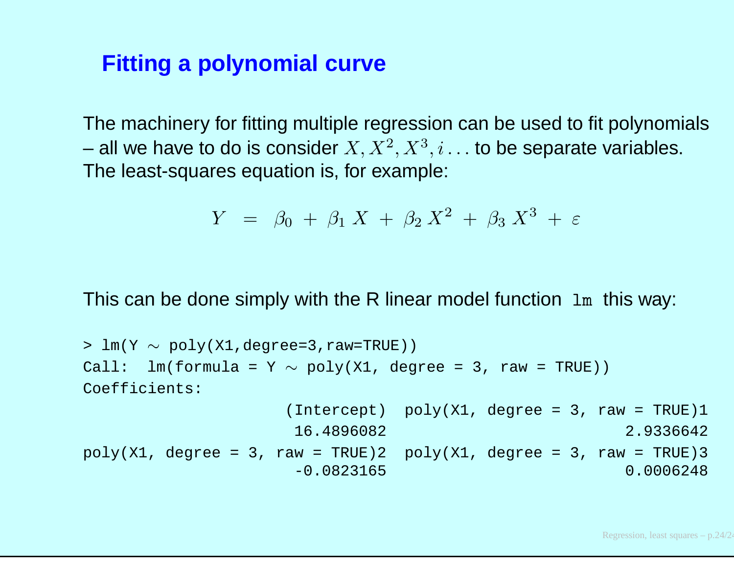## Fitting a polynomial curve

The machinery for fitting multiple regression can be used to fit polynomials – all we have to do is consider $X, X^2, X^3, i \ldots$ to be separate variables. The least-squares equation is, for example:

$$Y \; = \; \beta_0 \; + \; \beta_1 \, X \; + \; \beta_2 \, X^2 \; + \; \beta_3 \, X^3 \; + \; \varepsilon$$

This can be done simply with the R linear model function `lm` this way:

```
> lm(Y ~ poly(X1,degree=3,raw=TRUE))
Call:  lm(formula = Y ~ poly(X1, degree = 3, raw = TRUE))
Coefficients:
                      (Intercept)  poly(X1, degree = 3, raw = TRUE)1
                       16.4896082                          2.9336642
poly(X1, degree = 3, raw = TRUE)2  poly(X1, degree = 3, raw = TRUE)3
                       -0.0823165                          0.0006248
```